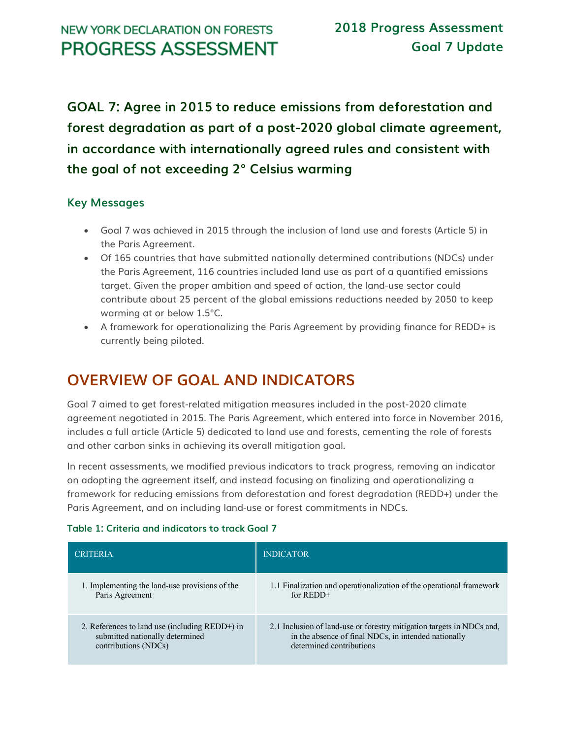# NEW YORK DECLARATION ON FORESTS PROGRESS ASSESSMENT

**2018 Progress Assessment Goal 7 Update**

## GOAL 7: Agree in 2015 to reduce emissions from deforestation and forest degradation as part of a post-2020 global climate agreement, in accordance with internationally agreed rules and consistent with the goal of not exceeding 2° Celsius warming

### Key Messages

- Goal 7 was achieved in 2015 through the inclusion of land use and forests (Article 5) in the Paris Agreement.
- Of 165 countries that have submitted nationally determined contributions (NDCs) under the Paris Agreement, 116 countries included land use as part of a quantified emissions target. Given the proper ambition and speed of action, the land-use sector could contribute about 25 percent of the global emissions reductions needed by 2050 to keep warming at or below 1.5°C.
- A framework for operationalizing the Paris Agreement by providing finance for REDD+ is currently being piloted.

## OVERVIEW OF GOAL AND INDICATORS

Goal 7 aimed to get forest-related mitigation measures included in the post-2020 climate agreement negotiated in 2015. The Paris Agreement, which entered into force in November 2016, includes a full article (Article 5) dedicated to land use and forests, cementing the role of forests and other carbon sinks in achieving its overall mitigation goal.

In recent assessments, we modified previous indicators to track progress, removing an indicator on adopting the agreement itself, and instead focusing on finalizing and operationalizing a framework for reducing emissions from deforestation and forest degradation (REDD+) under the Paris Agreement, and on including land-use or forest commitments in NDCs.

**Table 1: Criteria and indicators to track Goal 7**

| CRITERIA | INDICATOR |
|---|---|
| 1. Implementing the land-use provisions of the Paris Agreement | 1.1 Finalization and operationalization of the operational framework for REDD+ |
| 2. References to land use (including REDD+) in submitted nationally determined contributions (NDCs) | 2.1 Inclusion of land-use or forestry mitigation targets in NDCs and, in the absence of final NDCs, in intended nationally determined contributions |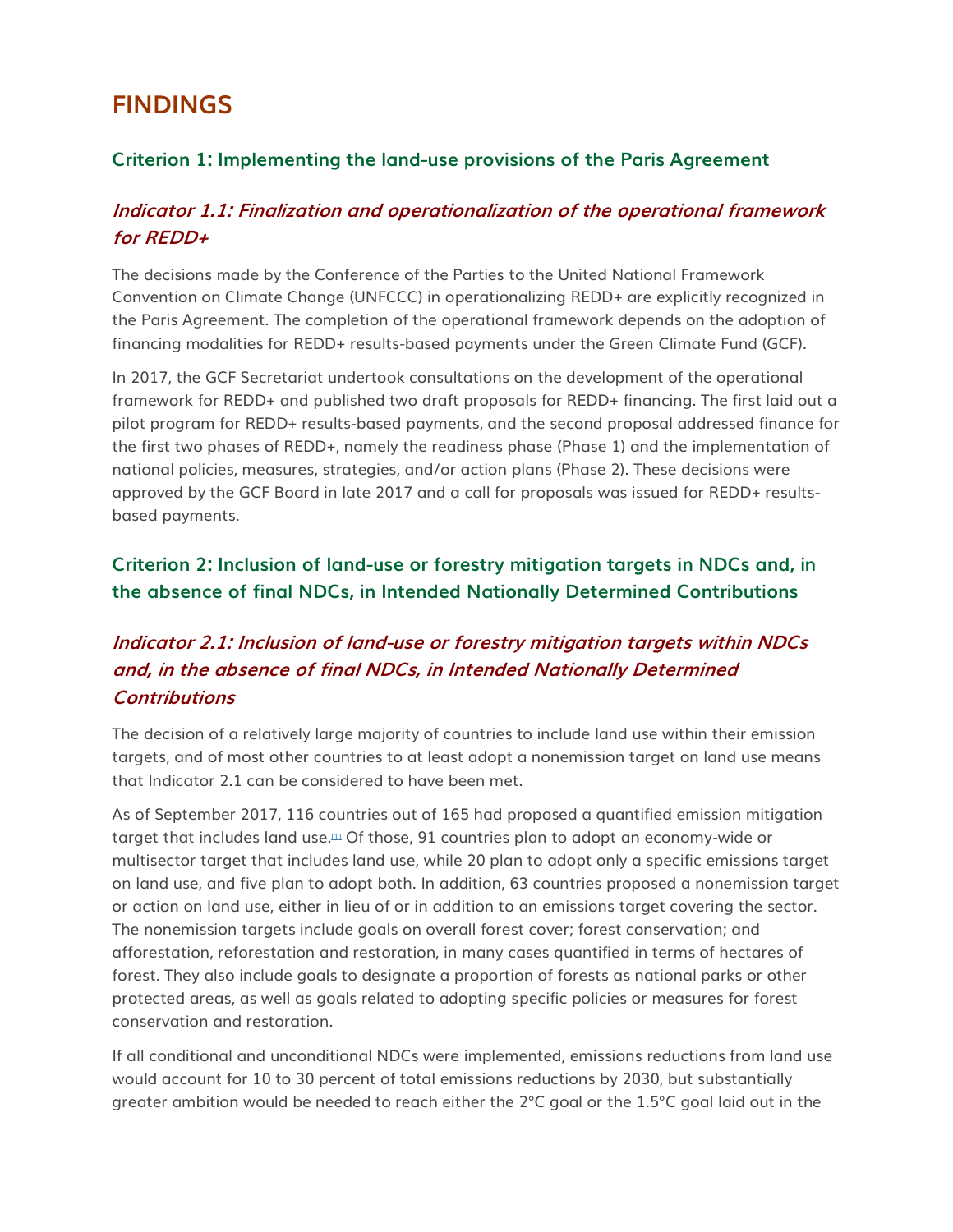# FINDINGS

## Criterion 1: Implementing the land-use provisions of the Paris Agreement

### *Indicator 1.1: Finalization and operationalization of the operational framework for REDD+*

The decisions made by the Conference of the Parties to the United National Framework Convention on Climate Change (UNFCCC) in operationalizing REDD+ are explicitly recognized in the Paris Agreement. The completion of the operational framework depends on the adoption of financing modalities for REDD+ results-based payments under the Green Climate Fund (GCF).

In 2017, the GCF Secretariat undertook consultations on the development of the operational framework for REDD+ and published two draft proposals for REDD+ financing. The first laid out a pilot program for REDD+ results-based payments, and the second proposal addressed finance for the first two phases of REDD+, namely the readiness phase (Phase 1) and the implementation of national policies, measures, strategies, and/or action plans (Phase 2). These decisions were approved by the GCF Board in late 2017 and a call for proposals was issued for REDD+ results-based payments.

## Criterion 2: Inclusion of land-use or forestry mitigation targets in NDCs and, in the absence of final NDCs, in Intended Nationally Determined Contributions

### *Indicator 2.1: Inclusion of land-use or forestry mitigation targets within NDCs and, in the absence of final NDCs, in Intended Nationally Determined Contributions*

The decision of a relatively large majority of countries to include land use within their emission targets, and of most other countries to at least adopt a nonemission target on land use means that Indicator 2.1 can be considered to have been met.

As of September 2017, 116 countries out of 165 had proposed a quantified emission mitigation target that includes land use.[1] Of those, 91 countries plan to adopt an economy-wide or multisector target that includes land use, while 20 plan to adopt only a specific emissions target on land use, and five plan to adopt both. In addition, 63 countries proposed a nonemission target or action on land use, either in lieu of or in addition to an emissions target covering the sector. The nonemission targets include goals on overall forest cover; forest conservation; and afforestation, reforestation and restoration, in many cases quantified in terms of hectares of forest. They also include goals to designate a proportion of forests as national parks or other protected areas, as well as goals related to adopting specific policies or measures for forest conservation and restoration.

If all conditional and unconditional NDCs were implemented, emissions reductions from land use would account for 10 to 30 percent of total emissions reductions by 2030, but substantially greater ambition would be needed to reach either the 2°C goal or the 1.5°C goal laid out in the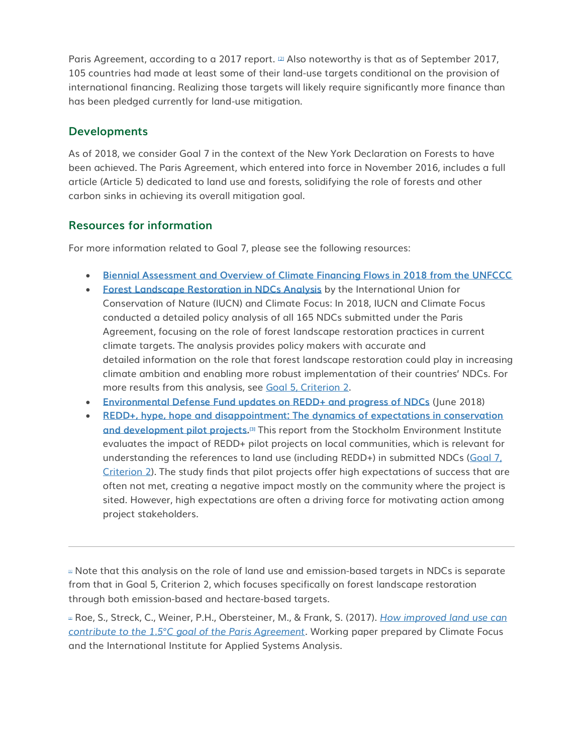Paris Agreement, according to a 2017 report. [2] Also noteworthy is that as of September 2017, 105 countries had made at least some of their land-use targets conditional on the provision of international financing. Realizing those targets will likely require significantly more finance than has been pledged currently for land-use mitigation.

## Developments

As of 2018, we consider Goal 7 in the context of the New York Declaration on Forests to have been achieved. The Paris Agreement, which entered into force in November 2016, includes a full article (Article 5) dedicated to land use and forests, solidifying the role of forests and other carbon sinks in achieving its overall mitigation goal.

## Resources for information

For more information related to Goal 7, please see the following resources:

- **Biennial Assessment and Overview of Climate Financing Flows in 2018 from the UNFCCC**
- **Forest Landscape Restoration in NDCs Analysis** by the International Union for Conservation of Nature (IUCN) and Climate Focus: In 2018, IUCN and Climate Focus conducted a detailed policy analysis of all 165 NDCs submitted under the Paris Agreement, focusing on the role of forest landscape restoration practices in current climate targets. The analysis provides policy makers with accurate and detailed information on the role that forest landscape restoration could play in increasing climate ambition and enabling more robust implementation of their countries' NDCs. For more results from this analysis, see Goal 5, Criterion 2.
- **Environmental Defense Fund updates on REDD+ and progress of NDCs** (June 2018)
- **REDD+, hype, hope and disappointment: The dynamics of expectations in conservation and development pilot projects.**[3] This report from the Stockholm Environment Institute evaluates the impact of REDD+ pilot projects on local communities, which is relevant for understanding the references to land use (including REDD+) in submitted NDCs (Goal 7, Criterion 2). The study finds that pilot projects offer high expectations of success that are often not met, creating a negative impact mostly on the community where the project is sited. However, high expectations are often a driving force for motivating action among project stakeholders.

---

[1] Note that this analysis on the role of land use and emission-based targets in NDCs is separate from that in Goal 5, Criterion 2, which focuses specifically on forest landscape restoration through both emission-based and hectare-based targets.

[2] Roe, S., Streck, C., Weiner, P.H., Obersteiner, M., & Frank, S. (2017). *How improved land use can contribute to the 1.5°C goal of the Paris Agreement*. Working paper prepared by Climate Focus and the International Institute for Applied Systems Analysis.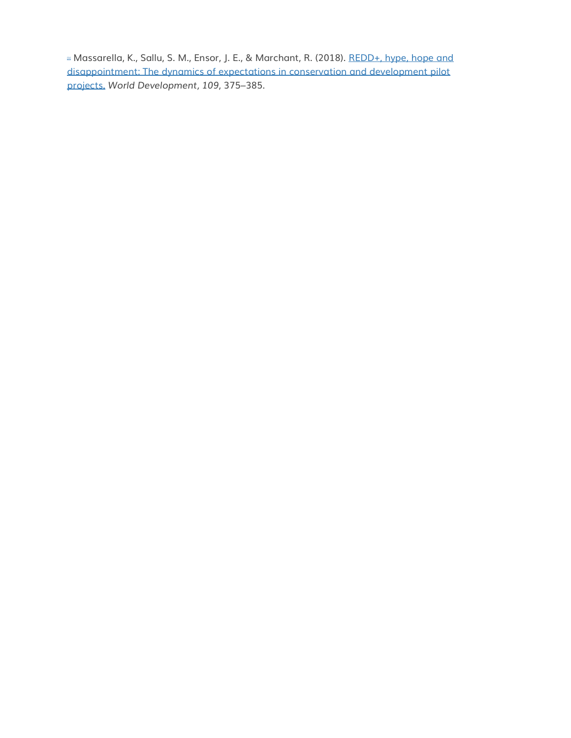[1] Massarella, K., Sallu, S. M., Ensor, J. E., & Marchant, R. (2018). REDD+, hype, hope and disappointment: The dynamics of expectations in conservation and development pilot projects. *World Development*, *109*, 375–385.